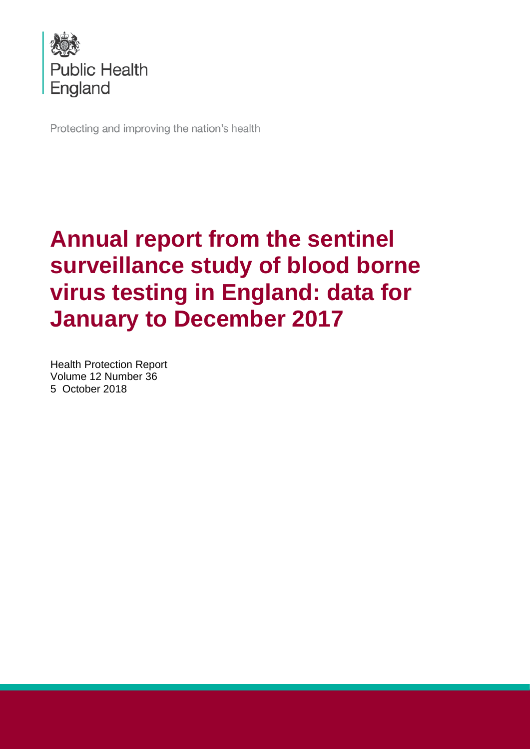Public Health England

Protecting and improving the nation's health

# Annual report from the sentinel surveillance study of blood borne virus testing in England: data for January to December 2017

Health Protection Report
Volume 12 Number 36
5 October 2018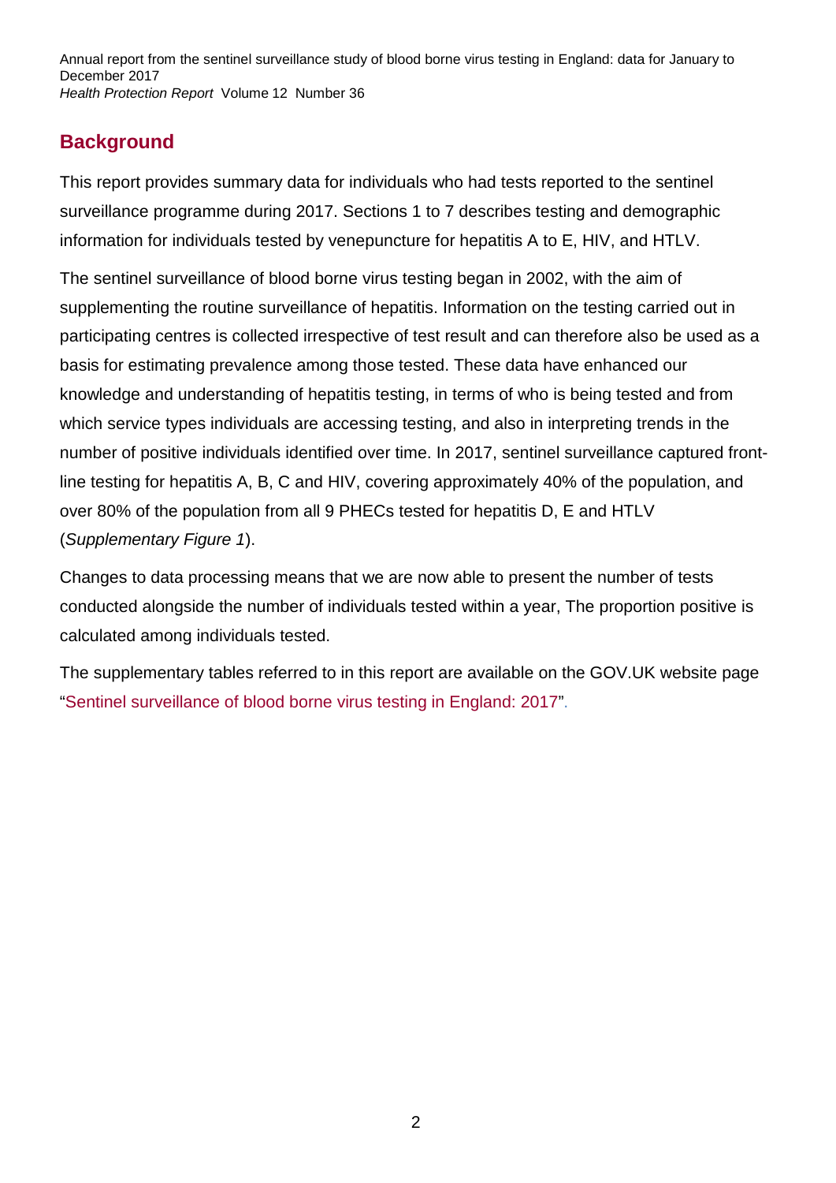## Background

This report provides summary data for individuals who had tests reported to the sentinel surveillance programme during 2017. Sections 1 to 7 describes testing and demographic information for individuals tested by venepuncture for hepatitis A to E, HIV, and HTLV.

The sentinel surveillance of blood borne virus testing began in 2002, with the aim of supplementing the routine surveillance of hepatitis. Information on the testing carried out in participating centres is collected irrespective of test result and can therefore also be used as a basis for estimating prevalence among those tested. These data have enhanced our knowledge and understanding of hepatitis testing, in terms of who is being tested and from which service types individuals are accessing testing, and also in interpreting trends in the number of positive individuals identified over time. In 2017, sentinel surveillance captured front-line testing for hepatitis A, B, C and HIV, covering approximately 40% of the population, and over 80% of the population from all 9 PHECs tested for hepatitis D, E and HTLV (*Supplementary Figure 1*).

Changes to data processing means that we are now able to present the number of tests conducted alongside the number of individuals tested within a year, The proportion positive is calculated among individuals tested.

The supplementary tables referred to in this report are available on the GOV.UK website page "Sentinel surveillance of blood borne virus testing in England: 2017".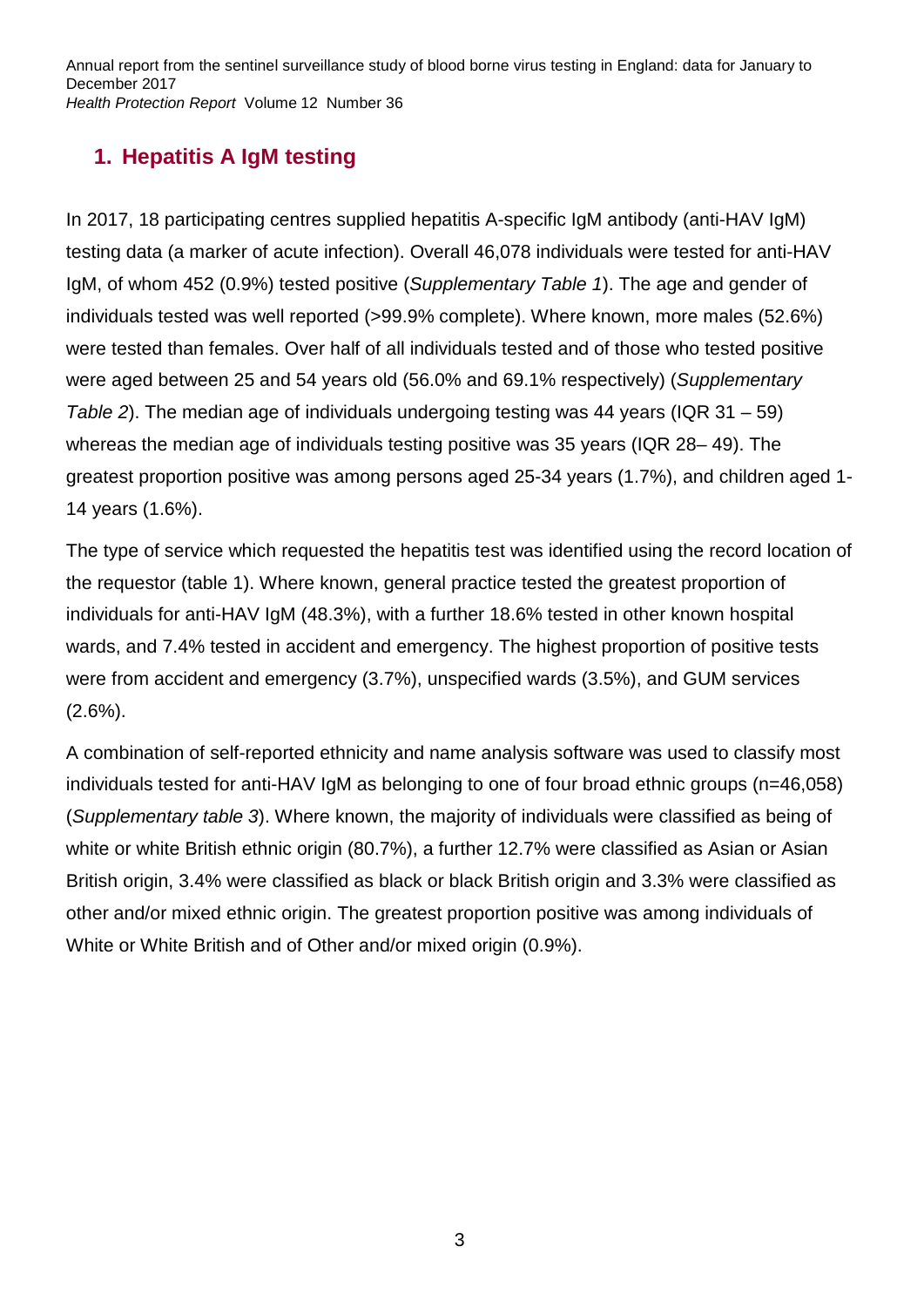## 1. Hepatitis A IgM testing

In 2017, 18 participating centres supplied hepatitis A-specific IgM antibody (anti-HAV IgM) testing data (a marker of acute infection). Overall 46,078 individuals were tested for anti-HAV IgM, of whom 452 (0.9%) tested positive (*Supplementary Table 1*). The age and gender of individuals tested was well reported (>99.9% complete). Where known, more males (52.6%) were tested than females. Over half of all individuals tested and of those who tested positive were aged between 25 and 54 years old (56.0% and 69.1% respectively) (*Supplementary Table 2*). The median age of individuals undergoing testing was 44 years (IQR 31 – 59) whereas the median age of individuals testing positive was 35 years (IQR 28– 49). The greatest proportion positive was among persons aged 25-34 years (1.7%), and children aged 1-14 years (1.6%).

The type of service which requested the hepatitis test was identified using the record location of the requestor (table 1). Where known, general practice tested the greatest proportion of individuals for anti-HAV IgM (48.3%), with a further 18.6% tested in other known hospital wards, and 7.4% tested in accident and emergency. The highest proportion of positive tests were from accident and emergency (3.7%), unspecified wards (3.5%), and GUM services (2.6%).

A combination of self-reported ethnicity and name analysis software was used to classify most individuals tested for anti-HAV IgM as belonging to one of four broad ethnic groups (n=46,058) (*Supplementary table 3*). Where known, the majority of individuals were classified as being of white or white British ethnic origin (80.7%), a further 12.7% were classified as Asian or Asian British origin, 3.4% were classified as black or black British origin and 3.3% were classified as other and/or mixed ethnic origin. The greatest proportion positive was among individuals of White or White British and of Other and/or mixed origin (0.9%).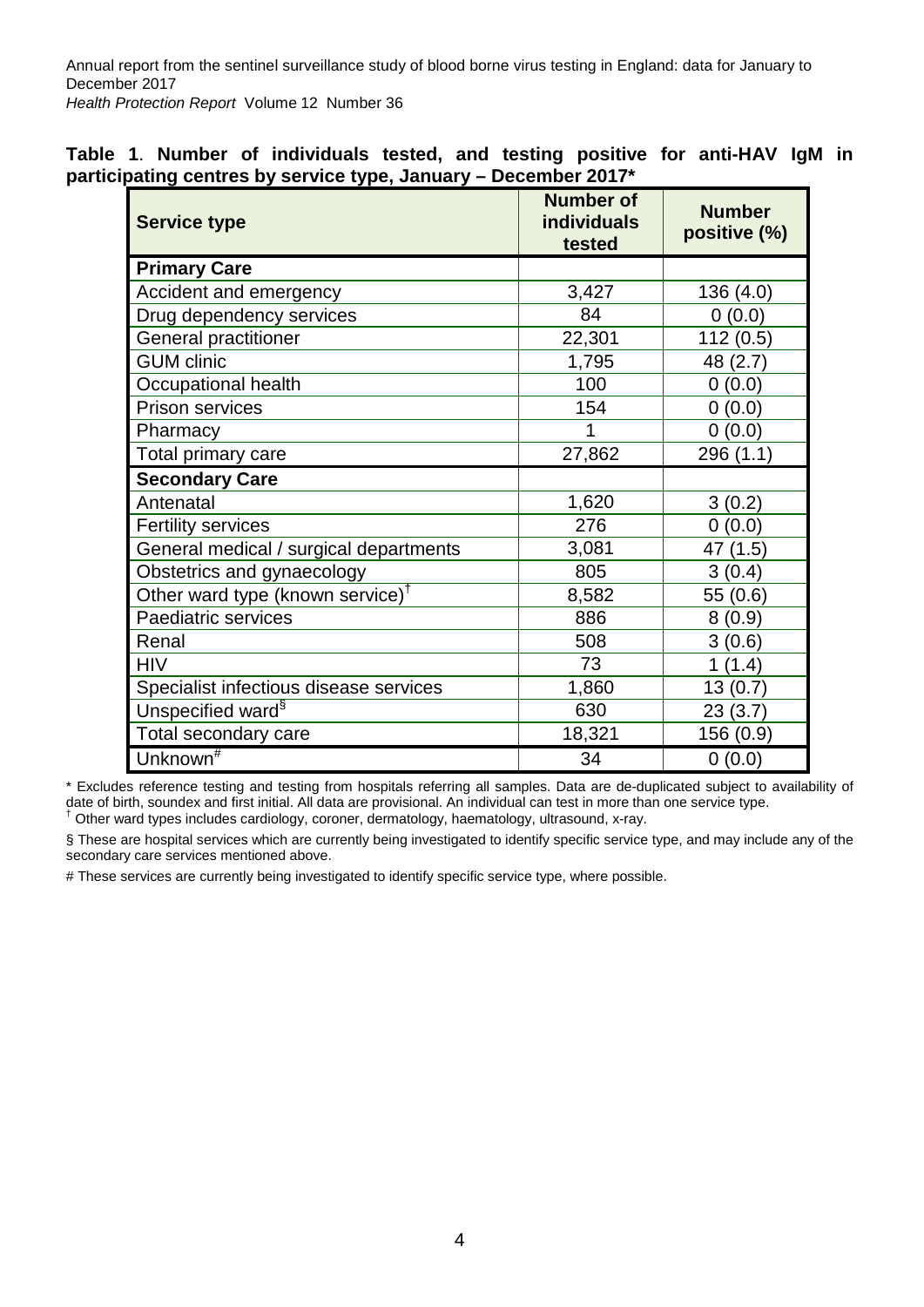**Table 1**. **Number of individuals tested, and testing positive for anti-HAV IgM in participating centres by service type, January – December 2017***

| Service type | Number of individuals tested | Number positive (%) |
|---|---|---|
| **Primary Care** | | |
| Accident and emergency | 3,427 | 136 (4.0) |
| Drug dependency services | 84 | 0 (0.0) |
| General practitioner | 22,301 | 112 (0.5) |
| GUM clinic | 1,795 | 48 (2.7) |
| Occupational health | 100 | 0 (0.0) |
| Prison services | 154 | 0 (0.0) |
| Pharmacy | 1 | 0 (0.0) |
| Total primary care | 27,862 | 296 (1.1) |
| **Secondary Care** | | |
| Antenatal | 1,620 | 3 (0.2) |
| Fertility services | 276 | 0 (0.0) |
| General medical / surgical departments | 3,081 | 47 (1.5) |
| Obstetrics and gynaecology | 805 | 3 (0.4) |
| Other ward type (known service)[†] | 8,582 | 55 (0.6) |
| Paediatric services | 886 | 8 (0.9) |
| Renal | 508 | 3 (0.6) |
| HIV | 73 | 1 (1.4) |
| Specialist infectious disease services | 1,860 | 13 (0.7) |
| Unspecified ward[§] | 630 | 23 (3.7) |
| Total secondary care | 18,321 | 156 (0.9) |
| Unknown[#] | 34 | 0 (0.0) |

\* Excludes reference testing and testing from hospitals referring all samples. Data are de-duplicated subject to availability of date of birth, soundex and first initial. All data are provisional. An individual can test in more than one service type.

† Other ward types includes cardiology, coroner, dermatology, haematology, ultrasound, x-ray.

§ These are hospital services which are currently being investigated to identify specific service type, and may include any of the secondary care services mentioned above.

# These services are currently being investigated to identify specific service type, where possible.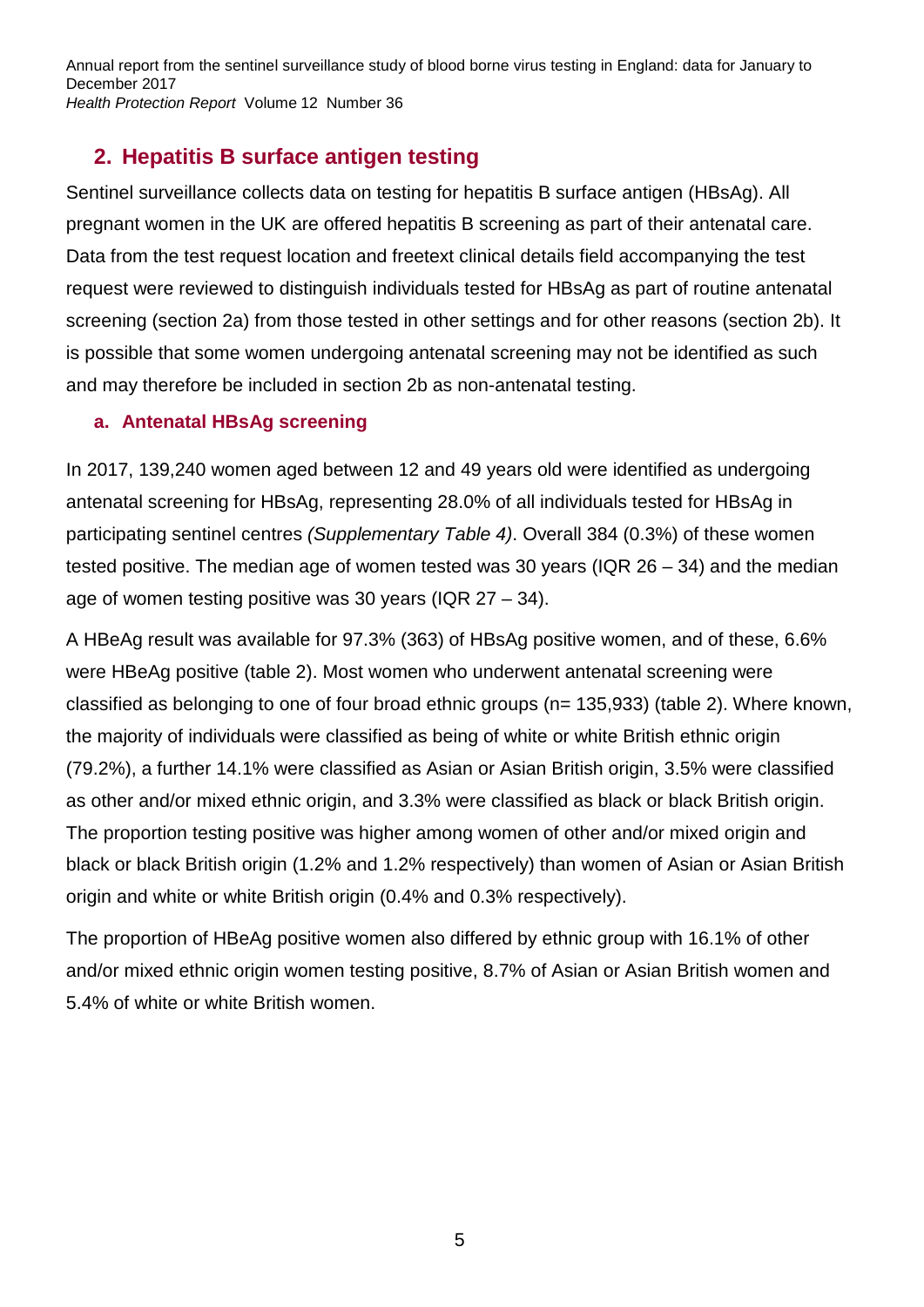## 2. Hepatitis B surface antigen testing

Sentinel surveillance collects data on testing for hepatitis B surface antigen (HBsAg). All pregnant women in the UK are offered hepatitis B screening as part of their antenatal care. Data from the test request location and freetext clinical details field accompanying the test request were reviewed to distinguish individuals tested for HBsAg as part of routine antenatal screening (section 2a) from those tested in other settings and for other reasons (section 2b). It is possible that some women undergoing antenatal screening may not be identified as such and may therefore be included in section 2b as non-antenatal testing.

### a. Antenatal HBsAg screening

In 2017, 139,240 women aged between 12 and 49 years old were identified as undergoing antenatal screening for HBsAg, representing 28.0% of all individuals tested for HBsAg in participating sentinel centres *(Supplementary Table 4)*. Overall 384 (0.3%) of these women tested positive. The median age of women tested was 30 years (IQR 26 – 34) and the median age of women testing positive was 30 years (IQR 27 – 34).

A HBeAg result was available for 97.3% (363) of HBsAg positive women, and of these, 6.6% were HBeAg positive (table 2). Most women who underwent antenatal screening were classified as belonging to one of four broad ethnic groups (n= 135,933) (table 2). Where known, the majority of individuals were classified as being of white or white British ethnic origin (79.2%), a further 14.1% were classified as Asian or Asian British origin, 3.5% were classified as other and/or mixed ethnic origin, and 3.3% were classified as black or black British origin. The proportion testing positive was higher among women of other and/or mixed origin and black or black British origin (1.2% and 1.2% respectively) than women of Asian or Asian British origin and white or white British origin (0.4% and 0.3% respectively).

The proportion of HBeAg positive women also differed by ethnic group with 16.1% of other and/or mixed ethnic origin women testing positive, 8.7% of Asian or Asian British women and 5.4% of white or white British women.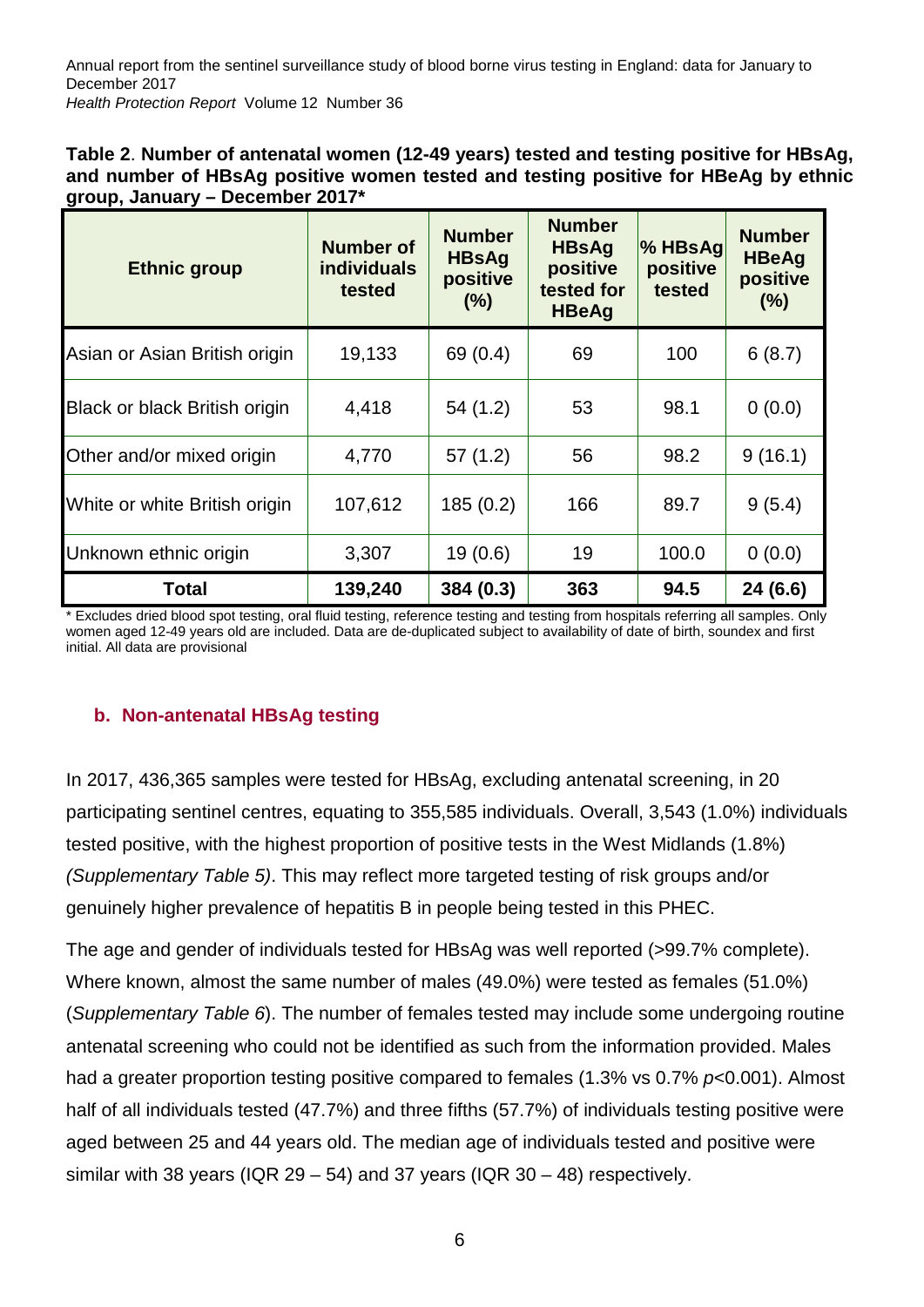**Table 2**. **Number of antenatal women (12-49 years) tested and testing positive for HBsAg, and number of HBsAg positive women tested and testing positive for HBeAg by ethnic group, January – December 2017***

| Ethnic group | Number of individuals tested | Number HBsAg positive (%) | Number HBsAg positive tested for HBeAg | % HBsAg positive tested | Number HBeAg positive (%) |
|---|---|---|---|---|---|
| Asian or Asian British origin | 19,133 | 69 (0.4) | 69 | 100 | 6 (8.7) |
| Black or black British origin | 4,418 | 54 (1.2) | 53 | 98.1 | 0 (0.0) |
| Other and/or mixed origin | 4,770 | 57 (1.2) | 56 | 98.2 | 9 (16.1) |
| White or white British origin | 107,612 | 185 (0.2) | 166 | 89.7 | 9 (5.4) |
| Unknown ethnic origin | 3,307 | 19 (0.6) | 19 | 100.0 | 0 (0.0) |
| **Total** | **139,240** | **384 (0.3)** | **363** | **94.5** | **24 (6.6)** |

\* Excludes dried blood spot testing, oral fluid testing, reference testing and testing from hospitals referring all samples. Only women aged 12-49 years old are included. Data are de-duplicated subject to availability of date of birth, soundex and first initial. All data are provisional

### b. Non-antenatal HBsAg testing

In 2017, 436,365 samples were tested for HBsAg, excluding antenatal screening, in 20 participating sentinel centres, equating to 355,585 individuals. Overall, 3,543 (1.0%) individuals tested positive, with the highest proportion of positive tests in the West Midlands (1.8%) *(Supplementary Table 5)*. This may reflect more targeted testing of risk groups and/or genuinely higher prevalence of hepatitis B in people being tested in this PHEC.

The age and gender of individuals tested for HBsAg was well reported (>99.7% complete). Where known, almost the same number of males (49.0%) were tested as females (51.0%) (*Supplementary Table 6*). The number of females tested may include some undergoing routine antenatal screening who could not be identified as such from the information provided. Males had a greater proportion testing positive compared to females (1.3% vs 0.7% $p$<0.001). Almost half of all individuals tested (47.7%) and three fifths (57.7%) of individuals testing positive were aged between 25 and 44 years old. The median age of individuals tested and positive were similar with 38 years (IQR 29 – 54) and 37 years (IQR 30 – 48) respectively.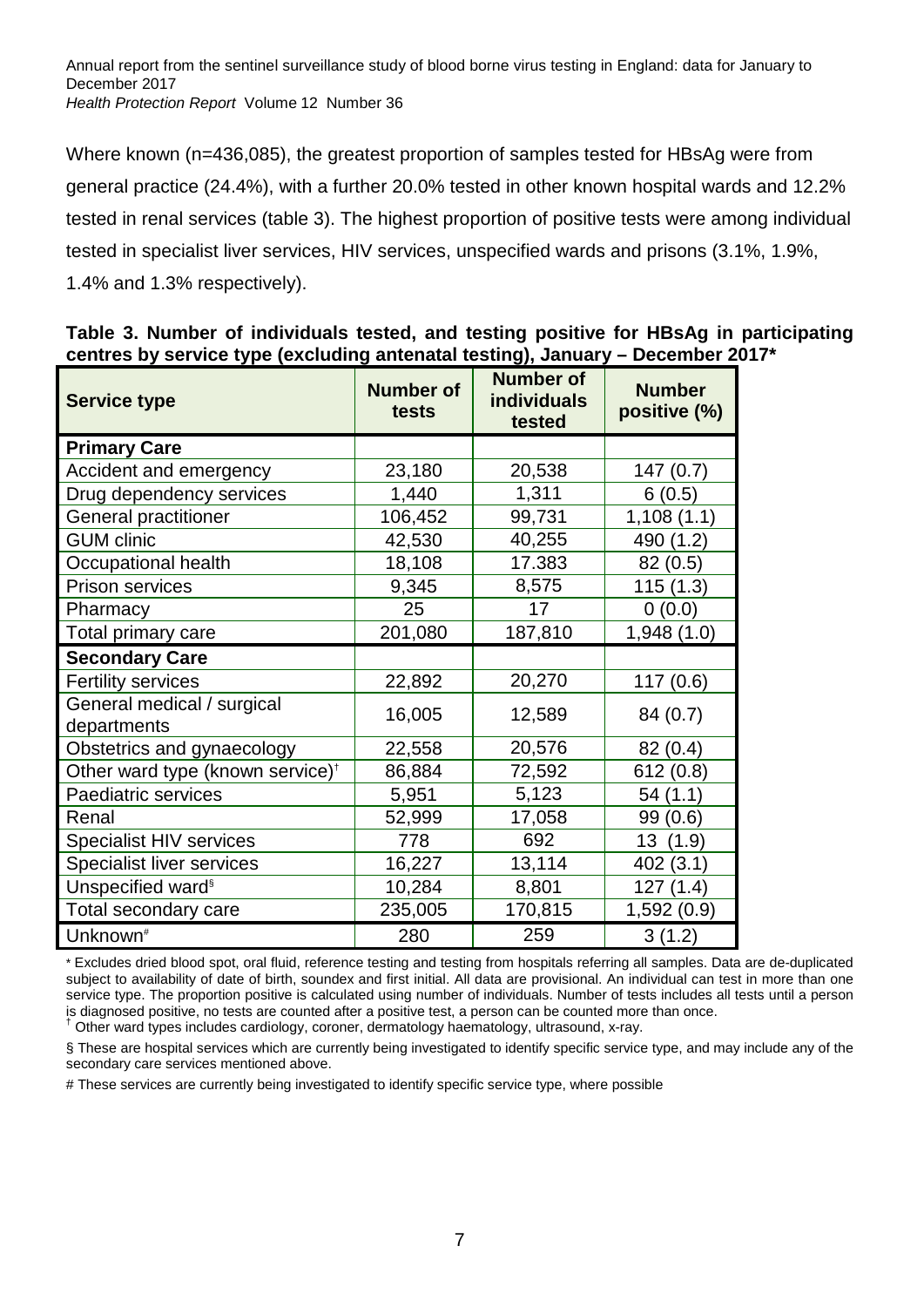Where known (n=436,085), the greatest proportion of samples tested for HBsAg were from general practice (24.4%), with a further 20.0% tested in other known hospital wards and 12.2% tested in renal services (table 3). The highest proportion of positive tests were among individual tested in specialist liver services, HIV services, unspecified wards and prisons (3.1%, 1.9%, 1.4% and 1.3% respectively).

**Table 3. Number of individuals tested, and testing positive for HBsAg in participating centres by service type (excluding antenatal testing), January – December 2017***

| Service type | Number of tests | Number of individuals tested | Number positive (%) |
|---|---|---|---|
| **Primary Care** | | | |
| Accident and emergency | 23,180 | 20,538 | 147 (0.7) |
| Drug dependency services | 1,440 | 1,311 | 6 (0.5) |
| General practitioner | 106,452 | 99,731 | 1,108 (1.1) |
| GUM clinic | 42,530 | 40,255 | 490 (1.2) |
| Occupational health | 18,108 | 17.383 | 82 (0.5) |
| Prison services | 9,345 | 8,575 | 115 (1.3) |
| Pharmacy | 25 | 17 | 0 (0.0) |
| Total primary care | 201,080 | 187,810 | 1,948 (1.0) |
| **Secondary Care** | | | |
| Fertility services | 22,892 | 20,270 | 117 (0.6) |
| General medical / surgical departments | 16,005 | 12,589 | 84 (0.7) |
| Obstetrics and gynaecology | 22,558 | 20,576 | 82 (0.4) |
| Other ward type (known service)[†] | 86,884 | 72,592 | 612 (0.8) |
| Paediatric services | 5,951 | 5,123 | 54 (1.1) |
| Renal | 52,999 | 17,058 | 99 (0.6) |
| Specialist HIV services | 778 | 692 | 13 (1.9) |
| Specialist liver services | 16,227 | 13,114 | 402 (3.1) |
| Unspecified ward[§] | 10,284 | 8,801 | 127 (1.4) |
| Total secondary care | 235,005 | 170,815 | 1,592 (0.9) |
| Unknown[#] | 280 | 259 | 3 (1.2) |

\* Excludes dried blood spot, oral fluid, reference testing and testing from hospitals referring all samples. Data are de-duplicated subject to availability of date of birth, soundex and first initial. All data are provisional. An individual can test in more than one service type. The proportion positive is calculated using number of individuals. Number of tests includes all tests until a person is diagnosed positive, no tests are counted after a positive test, a person can be counted more than once.

† Other ward types includes cardiology, coroner, dermatology haematology, ultrasound, x-ray.

§ These are hospital services which are currently being investigated to identify specific service type, and may include any of the secondary care services mentioned above.

# These services are currently being investigated to identify specific service type, where possible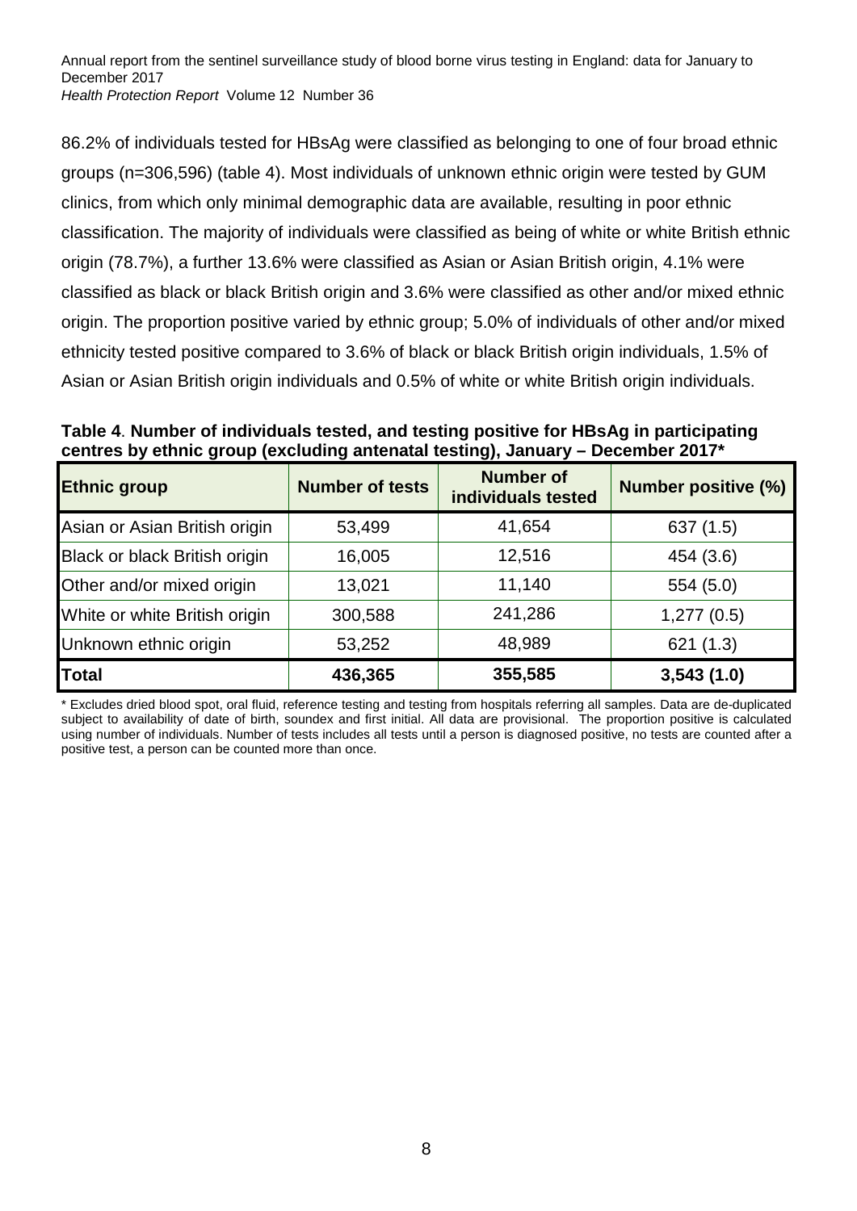86.2% of individuals tested for HBsAg were classified as belonging to one of four broad ethnic groups (n=306,596) (table 4). Most individuals of unknown ethnic origin were tested by GUM clinics, from which only minimal demographic data are available, resulting in poor ethnic classification. The majority of individuals were classified as being of white or white British ethnic origin (78.7%), a further 13.6% were classified as Asian or Asian British origin, 4.1% were classified as black or black British origin and 3.6% were classified as other and/or mixed ethnic origin. The proportion positive varied by ethnic group; 5.0% of individuals of other and/or mixed ethnicity tested positive compared to 3.6% of black or black British origin individuals, 1.5% of Asian or Asian British origin individuals and 0.5% of white or white British origin individuals.

**Table 4**. **Number of individuals tested, and testing positive for HBsAg in participating centres by ethnic group (excluding antenatal testing), January – December 2017***

| Ethnic group | Number of tests | Number of individuals tested | Number positive (%) |
|---|---|---|---|
| Asian or Asian British origin | 53,499 | 41,654 | 637 (1.5) |
| Black or black British origin | 16,005 | 12,516 | 454 (3.6) |
| Other and/or mixed origin | 13,021 | 11,140 | 554 (5.0) |
| White or white British origin | 300,588 | 241,286 | 1,277 (0.5) |
| Unknown ethnic origin | 53,252 | 48,989 | 621 (1.3) |
| **Total** | **436,365** | **355,585** | **3,543 (1.0)** |

* Excludes dried blood spot, oral fluid, reference testing and testing from hospitals referring all samples. Data are de-duplicated subject to availability of date of birth, soundex and first initial. All data are provisional. The proportion positive is calculated using number of individuals. Number of tests includes all tests until a person is diagnosed positive, no tests are counted after a positive test, a person can be counted more than once.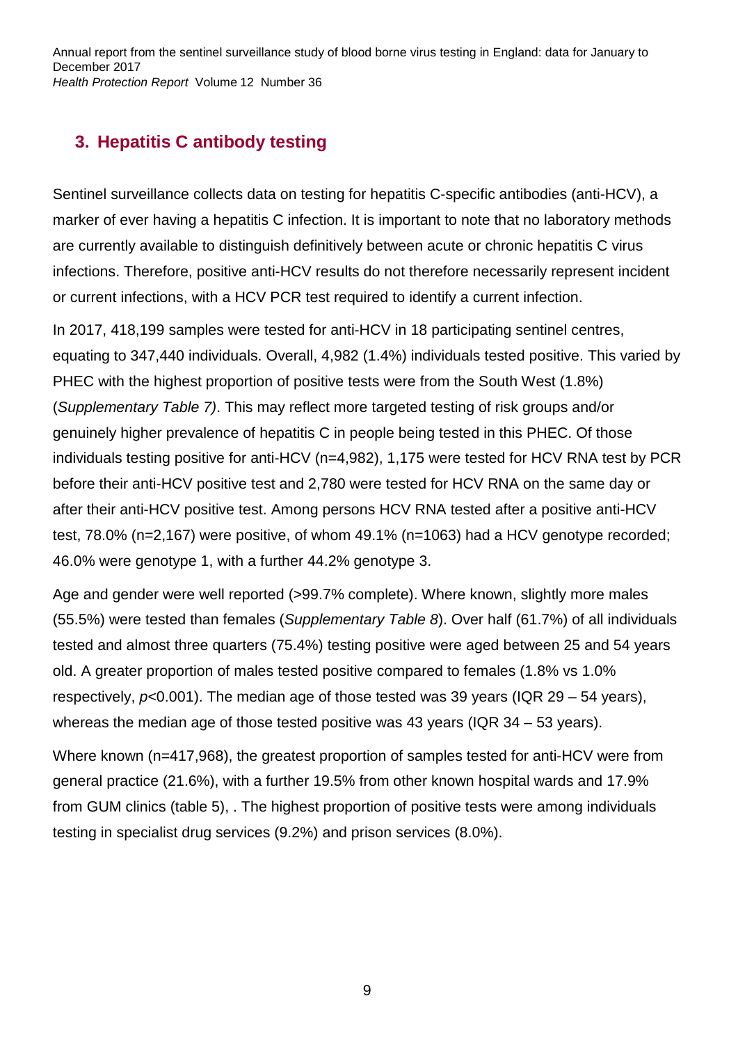## 3. Hepatitis C antibody testing

Sentinel surveillance collects data on testing for hepatitis C-specific antibodies (anti-HCV), a marker of ever having a hepatitis C infection. It is important to note that no laboratory methods are currently available to distinguish definitively between acute or chronic hepatitis C virus infections. Therefore, positive anti-HCV results do not therefore necessarily represent incident or current infections, with a HCV PCR test required to identify a current infection.

In 2017, 418,199 samples were tested for anti-HCV in 18 participating sentinel centres, equating to 347,440 individuals. Overall, 4,982 (1.4%) individuals tested positive. This varied by PHEC with the highest proportion of positive tests were from the South West (1.8%) (*Supplementary Table 7)*. This may reflect more targeted testing of risk groups and/or genuinely higher prevalence of hepatitis C in people being tested in this PHEC. Of those individuals testing positive for anti-HCV (n=4,982), 1,175 were tested for HCV RNA test by PCR before their anti-HCV positive test and 2,780 were tested for HCV RNA on the same day or after their anti-HCV positive test. Among persons HCV RNA tested after a positive anti-HCV test, 78.0% (n=2,167) were positive, of whom 49.1% (n=1063) had a HCV genotype recorded; 46.0% were genotype 1, with a further 44.2% genotype 3.

Age and gender were well reported (>99.7% complete). Where known, slightly more males (55.5%) were tested than females (*Supplementary Table 8*). Over half (61.7%) of all individuals tested and almost three quarters (75.4%) testing positive were aged between 25 and 54 years old. A greater proportion of males tested positive compared to females (1.8% vs 1.0% respectively, $p<0.001$). The median age of those tested was 39 years (IQR 29 – 54 years), whereas the median age of those tested positive was 43 years (IQR 34 – 53 years).

Where known (n=417,968), the greatest proportion of samples tested for anti-HCV were from general practice (21.6%), with a further 19.5% from other known hospital wards and 17.9% from GUM clinics (table 5), . The highest proportion of positive tests were among individuals testing in specialist drug services (9.2%) and prison services (8.0%).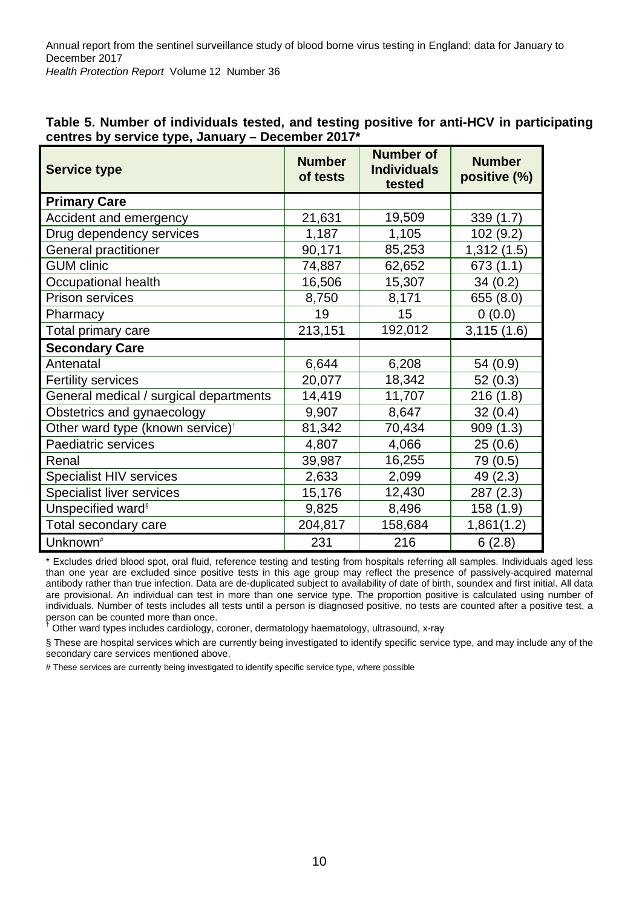**Table 5. Number of individuals tested, and testing positive for anti-HCV in participating centres by service type, January – December 2017***

| Service type | Number of tests | Number of Individuals tested | Number positive (%) |
|---|---|---|---|
| **Primary Care** | | | |
| Accident and emergency | 21,631 | 19,509 | 339 (1.7) |
| Drug dependency services | 1,187 | 1,105 | 102 (9.2) |
| General practitioner | 90,171 | 85,253 | 1,312 (1.5) |
| GUM clinic | 74,887 | 62,652 | 673 (1.1) |
| Occupational health | 16,506 | 15,307 | 34 (0.2) |
| Prison services | 8,750 | 8,171 | 655 (8.0) |
| Pharmacy | 19 | 15 | 0 (0.0) |
| Total primary care | 213,151 | 192,012 | 3,115 (1.6) |
| **Secondary Care** | | | |
| Antenatal | 6,644 | 6,208 | 54 (0.9) |
| Fertility services | 20,077 | 18,342 | 52 (0.3) |
| General medical / surgical departments | 14,419 | 11,707 | 216 (1.8) |
| Obstetrics and gynaecology | 9,907 | 8,647 | 32 (0.4) |
| Other ward type (known service)† | 81,342 | 70,434 | 909 (1.3) |
| Paediatric services | 4,807 | 4,066 | 25 (0.6) |
| Renal | 39,987 | 16,255 | 79 (0.5) |
| Specialist HIV services | 2,633 | 2,099 | 49 (2.3) |
| Specialist liver services | 15,176 | 12,430 | 287 (2.3) |
| Unspecified ward§ | 9,825 | 8,496 | 158 (1.9) |
| Total secondary care | 204,817 | 158,684 | 1,861(1.2) |
| Unknown# | 231 | 216 | 6 (2.8) |

\* Excludes dried blood spot, oral fluid, reference testing and testing from hospitals referring all samples. Individuals aged less than one year are excluded since positive tests in this age group may reflect the presence of passively-acquired maternal antibody rather than true infection. Data are de-duplicated subject to availability of date of birth, soundex and first initial. All data are provisional. An individual can test in more than one service type. The proportion positive is calculated using number of individuals. Number of tests includes all tests until a person is diagnosed positive, no tests are counted after a positive test, a person can be counted more than once.

† Other ward types includes cardiology, coroner, dermatology haematology, ultrasound, x-ray

§ These are hospital services which are currently being investigated to identify specific service type, and may include any of the secondary care services mentioned above.

# These services are currently being investigated to identify specific service type, where possible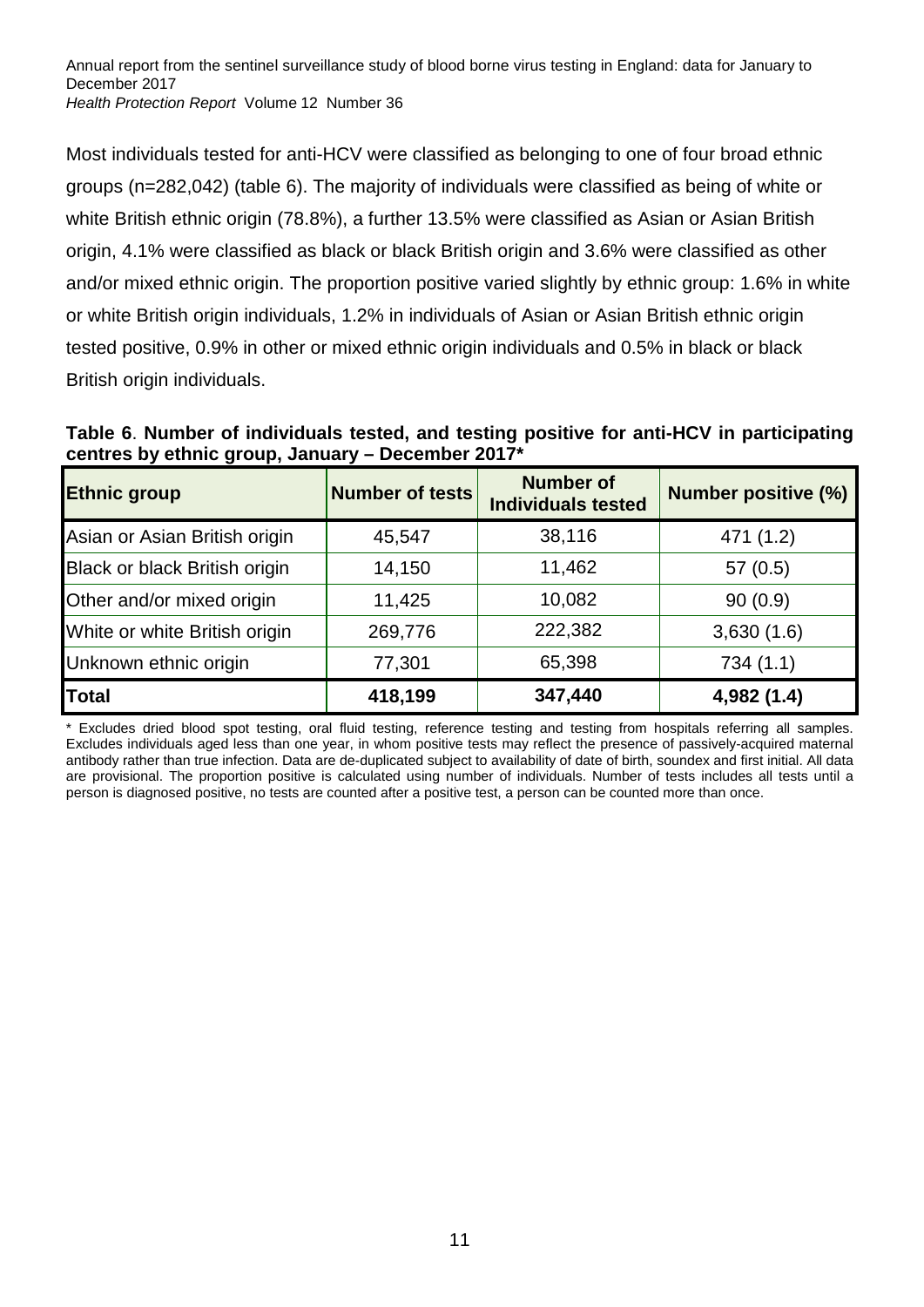Most individuals tested for anti-HCV were classified as belonging to one of four broad ethnic groups (n=282,042) (table 6). The majority of individuals were classified as being of white or white British ethnic origin (78.8%), a further 13.5% were classified as Asian or Asian British origin, 4.1% were classified as black or black British origin and 3.6% were classified as other and/or mixed ethnic origin. The proportion positive varied slightly by ethnic group: 1.6% in white or white British origin individuals, 1.2% in individuals of Asian or Asian British ethnic origin tested positive, 0.9% in other or mixed ethnic origin individuals and 0.5% in black or black British origin individuals.

**Table 6. Number of individuals tested, and testing positive for anti-HCV in participating centres by ethnic group, January – December 2017***

| Ethnic group | Number of tests | Number of Individuals tested | Number positive (%) |
|---|---|---|---|
| Asian or Asian British origin | 45,547 | 38,116 | 471 (1.2) |
| Black or black British origin | 14,150 | 11,462 | 57 (0.5) |
| Other and/or mixed origin | 11,425 | 10,082 | 90 (0.9) |
| White or white British origin | 269,776 | 222,382 | 3,630 (1.6) |
| Unknown ethnic origin | 77,301 | 65,398 | 734 (1.1) |
| **Total** | **418,199** | **347,440** | **4,982 (1.4)** |

\* Excludes dried blood spot testing, oral fluid testing, reference testing and testing from hospitals referring all samples. Excludes individuals aged less than one year, in whom positive tests may reflect the presence of passively-acquired maternal antibody rather than true infection. Data are de-duplicated subject to availability of date of birth, soundex and first initial. All data are provisional. The proportion positive is calculated using number of individuals. Number of tests includes all tests until a person is diagnosed positive, no tests are counted after a positive test, a person can be counted more than once.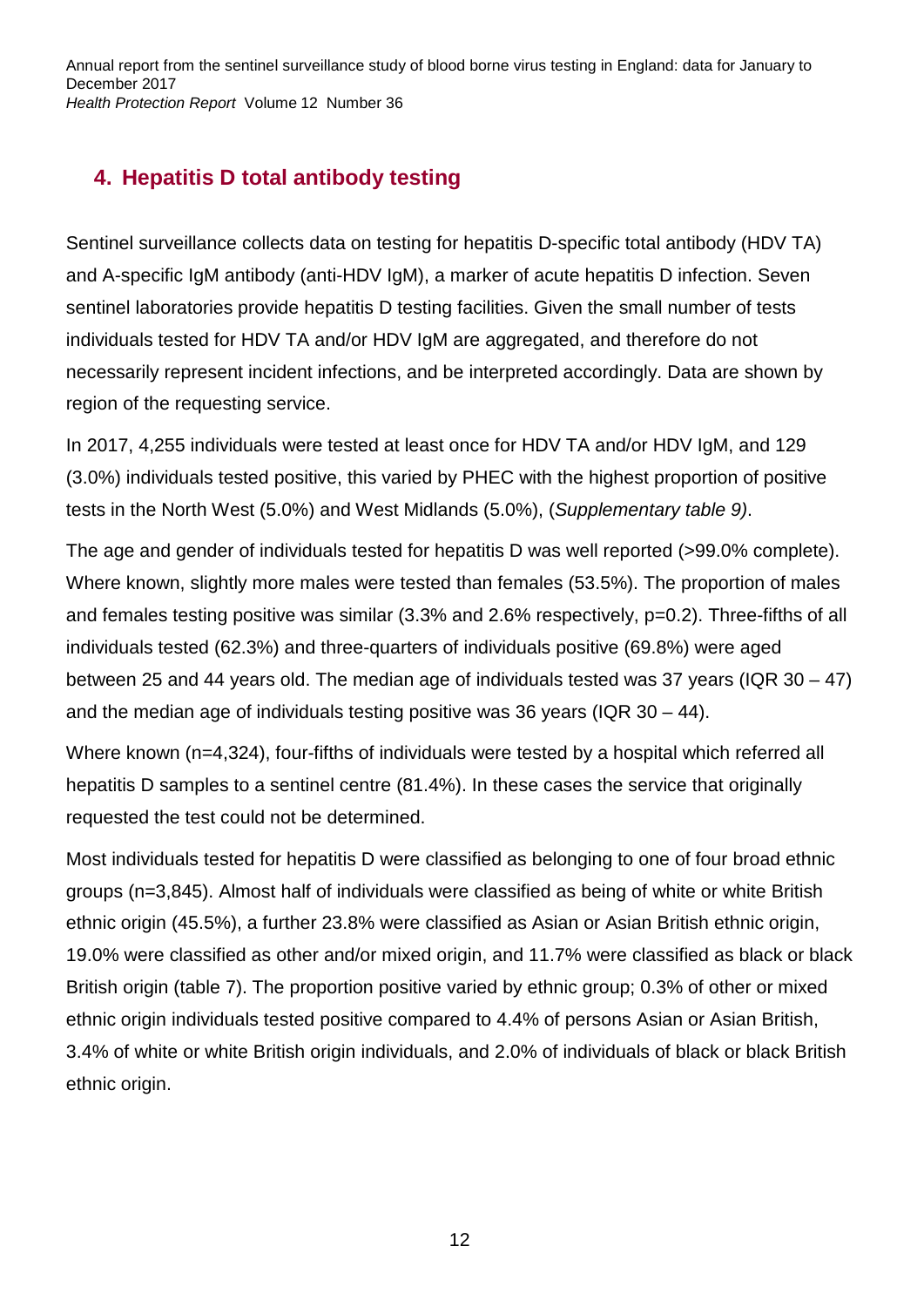## 4. Hepatitis D total antibody testing

Sentinel surveillance collects data on testing for hepatitis D-specific total antibody (HDV TA) and A-specific IgM antibody (anti-HDV IgM), a marker of acute hepatitis D infection. Seven sentinel laboratories provide hepatitis D testing facilities. Given the small number of tests individuals tested for HDV TA and/or HDV IgM are aggregated, and therefore do not necessarily represent incident infections, and be interpreted accordingly. Data are shown by region of the requesting service.

In 2017, 4,255 individuals were tested at least once for HDV TA and/or HDV IgM, and 129 (3.0%) individuals tested positive, this varied by PHEC with the highest proportion of positive tests in the North West (5.0%) and West Midlands (5.0%), (*Supplementary table 9)*.

The age and gender of individuals tested for hepatitis D was well reported (>99.0% complete). Where known, slightly more males were tested than females (53.5%). The proportion of males and females testing positive was similar (3.3% and 2.6% respectively, p=0.2). Three-fifths of all individuals tested (62.3%) and three-quarters of individuals positive (69.8%) were aged between 25 and 44 years old. The median age of individuals tested was 37 years (IQR 30 – 47) and the median age of individuals testing positive was 36 years (IQR 30 – 44).

Where known (n=4,324), four-fifths of individuals were tested by a hospital which referred all hepatitis D samples to a sentinel centre (81.4%). In these cases the service that originally requested the test could not be determined.

Most individuals tested for hepatitis D were classified as belonging to one of four broad ethnic groups (n=3,845). Almost half of individuals were classified as being of white or white British ethnic origin (45.5%), a further 23.8% were classified as Asian or Asian British ethnic origin, 19.0% were classified as other and/or mixed origin, and 11.7% were classified as black or black British origin (table 7). The proportion positive varied by ethnic group; 0.3% of other or mixed ethnic origin individuals tested positive compared to 4.4% of persons Asian or Asian British, 3.4% of white or white British origin individuals, and 2.0% of individuals of black or black British ethnic origin.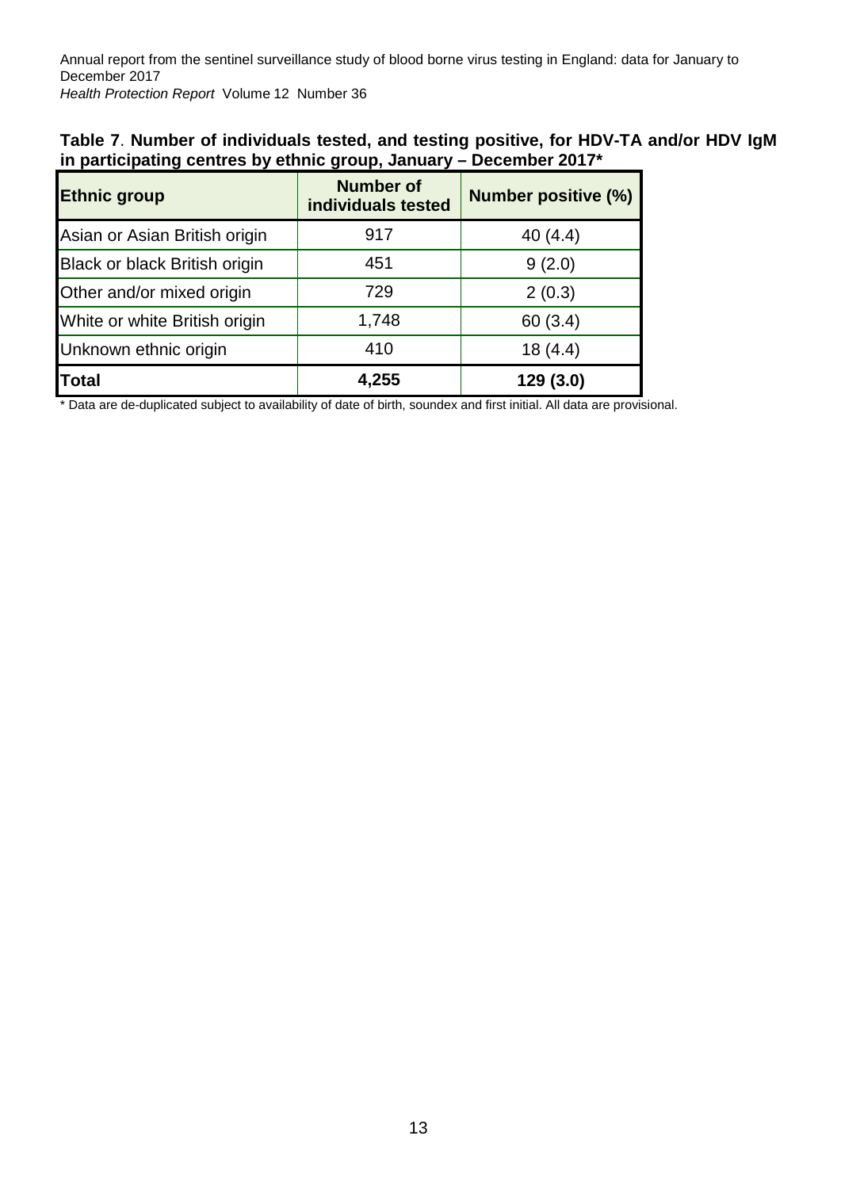**Table 7**. **Number of individuals tested, and testing positive, for HDV-TA and/or HDV IgM in participating centres by ethnic group, January – December 2017***

| Ethnic group | Number of individuals tested | Number positive (%) |
|---|---|---|
| Asian or Asian British origin | 917 | 40 (4.4) |
| Black or black British origin | 451 | 9 (2.0) |
| Other and/or mixed origin | 729 | 2 (0.3) |
| White or white British origin | 1,748 | 60 (3.4) |
| Unknown ethnic origin | 410 | 18 (4.4) |
| **Total** | **4,255** | **129 (3.0)** |

* Data are de-duplicated subject to availability of date of birth, soundex and first initial. All data are provisional.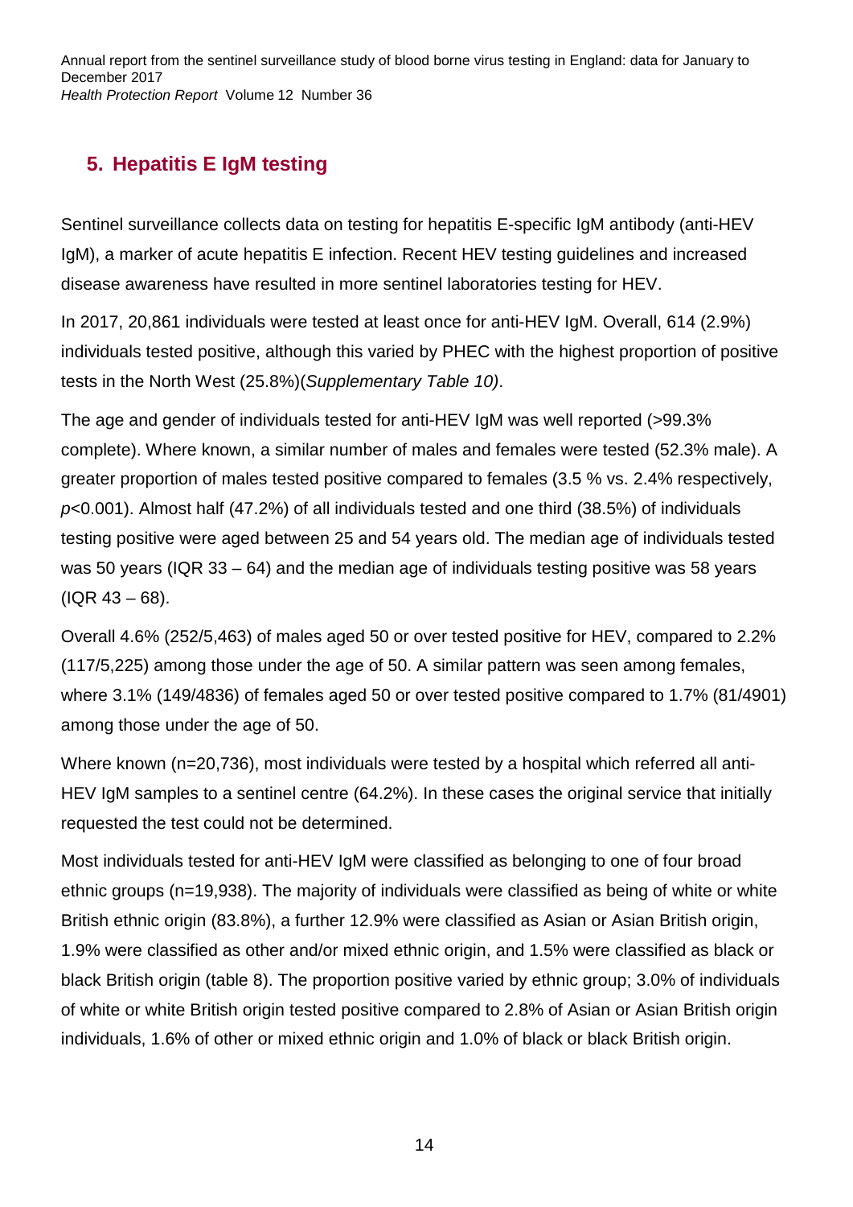## 5. Hepatitis E IgM testing

Sentinel surveillance collects data on testing for hepatitis E-specific IgM antibody (anti-HEV IgM), a marker of acute hepatitis E infection. Recent HEV testing guidelines and increased disease awareness have resulted in more sentinel laboratories testing for HEV.

In 2017, 20,861 individuals were tested at least once for anti-HEV IgM. Overall, 614 (2.9%) individuals tested positive, although this varied by PHEC with the highest proportion of positive tests in the North West (25.8%)(*Supplementary Table 10)*.

The age and gender of individuals tested for anti-HEV IgM was well reported (>99.3% complete). Where known, a similar number of males and females were tested (52.3% male). A greater proportion of males tested positive compared to females (3.5 % vs. 2.4% respectively, $p$<0.001). Almost half (47.2%) of all individuals tested and one third (38.5%) of individuals testing positive were aged between 25 and 54 years old. The median age of individuals tested was 50 years (IQR 33 – 64) and the median age of individuals testing positive was 58 years (IQR 43 – 68).

Overall 4.6% (252/5,463) of males aged 50 or over tested positive for HEV, compared to 2.2% (117/5,225) among those under the age of 50. A similar pattern was seen among females, where 3.1% (149/4836) of females aged 50 or over tested positive compared to 1.7% (81/4901) among those under the age of 50.

Where known (n=20,736), most individuals were tested by a hospital which referred all anti-HEV IgM samples to a sentinel centre (64.2%). In these cases the original service that initially requested the test could not be determined.

Most individuals tested for anti-HEV IgM were classified as belonging to one of four broad ethnic groups (n=19,938). The majority of individuals were classified as being of white or white British ethnic origin (83.8%), a further 12.9% were classified as Asian or Asian British origin, 1.9% were classified as other and/or mixed ethnic origin, and 1.5% were classified as black or black British origin (table 8). The proportion positive varied by ethnic group; 3.0% of individuals of white or white British origin tested positive compared to 2.8% of Asian or Asian British origin individuals, 1.6% of other or mixed ethnic origin and 1.0% of black or black British origin.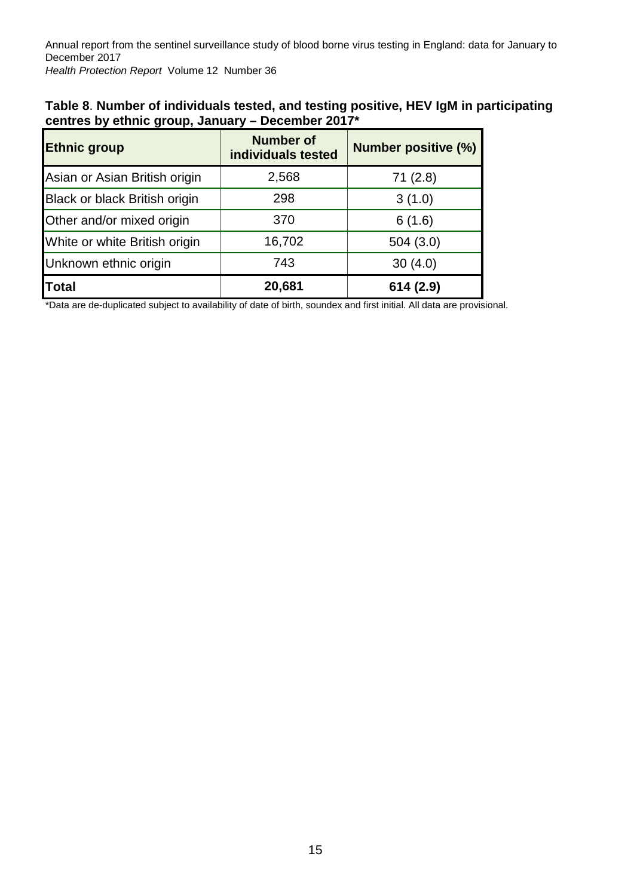**Table 8**. **Number of individuals tested, and testing positive, HEV IgM in participating centres by ethnic group, January – December 2017***

| Ethnic group | Number of individuals tested | Number positive (%) |
|---|---|---|
| Asian or Asian British origin | 2,568 | 71 (2.8) |
| Black or black British origin | 298 | 3 (1.0) |
| Other and/or mixed origin | 370 | 6 (1.6) |
| White or white British origin | 16,702 | 504 (3.0) |
| Unknown ethnic origin | 743 | 30 (4.0) |
| **Total** | **20,681** | **614 (2.9)** |

*Data are de-duplicated subject to availability of date of birth, soundex and first initial. All data are provisional.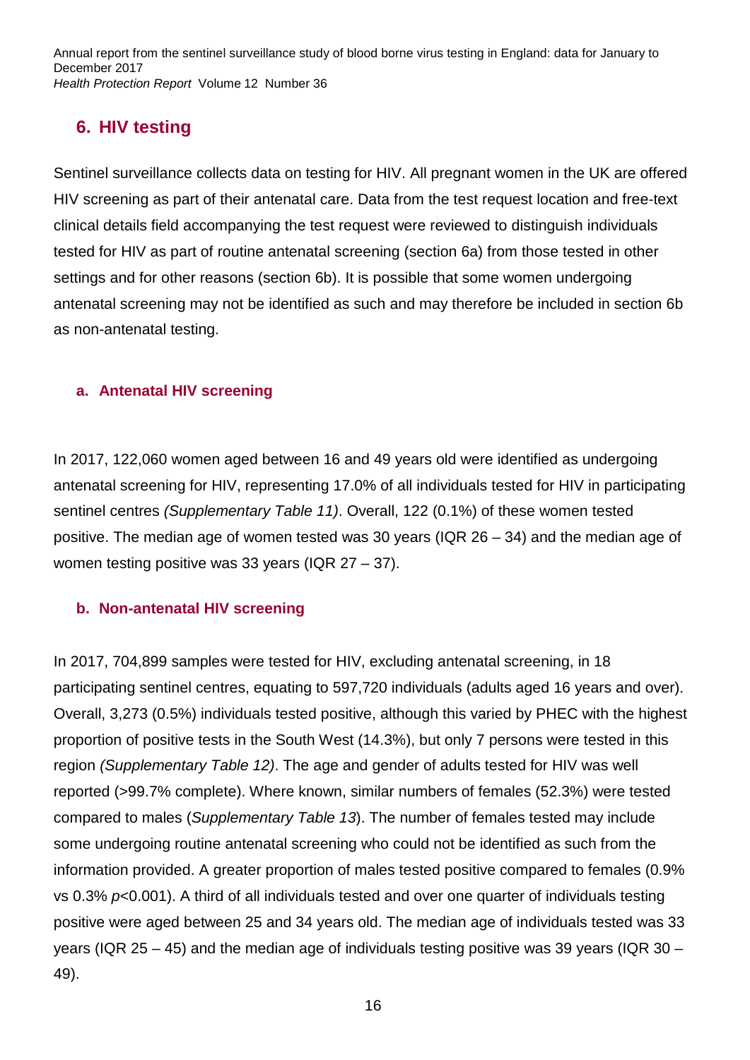## 6. HIV testing

Sentinel surveillance collects data on testing for HIV. All pregnant women in the UK are offered HIV screening as part of their antenatal care. Data from the test request location and free-text clinical details field accompanying the test request were reviewed to distinguish individuals tested for HIV as part of routine antenatal screening (section 6a) from those tested in other settings and for other reasons (section 6b). It is possible that some women undergoing antenatal screening may not be identified as such and may therefore be included in section 6b as non-antenatal testing.

### a. Antenatal HIV screening

In 2017, 122,060 women aged between 16 and 49 years old were identified as undergoing antenatal screening for HIV, representing 17.0% of all individuals tested for HIV in participating sentinel centres *(Supplementary Table 11)*. Overall, 122 (0.1%) of these women tested positive. The median age of women tested was 30 years (IQR 26 – 34) and the median age of women testing positive was 33 years (IQR 27 – 37).

### b. Non-antenatal HIV screening

In 2017, 704,899 samples were tested for HIV, excluding antenatal screening, in 18 participating sentinel centres, equating to 597,720 individuals (adults aged 16 years and over). Overall, 3,273 (0.5%) individuals tested positive, although this varied by PHEC with the highest proportion of positive tests in the South West (14.3%), but only 7 persons were tested in this region *(Supplementary Table 12)*. The age and gender of adults tested for HIV was well reported (>99.7% complete). Where known, similar numbers of females (52.3%) were tested compared to males (*Supplementary Table 13*). The number of females tested may include some undergoing routine antenatal screening who could not be identified as such from the information provided. A greater proportion of males tested positive compared to females (0.9% vs 0.3% $p<0.001$). A third of all individuals tested and over one quarter of individuals testing positive were aged between 25 and 34 years old. The median age of individuals tested was 33 years (IQR 25 – 45) and the median age of individuals testing positive was 39 years (IQR 30 – 49).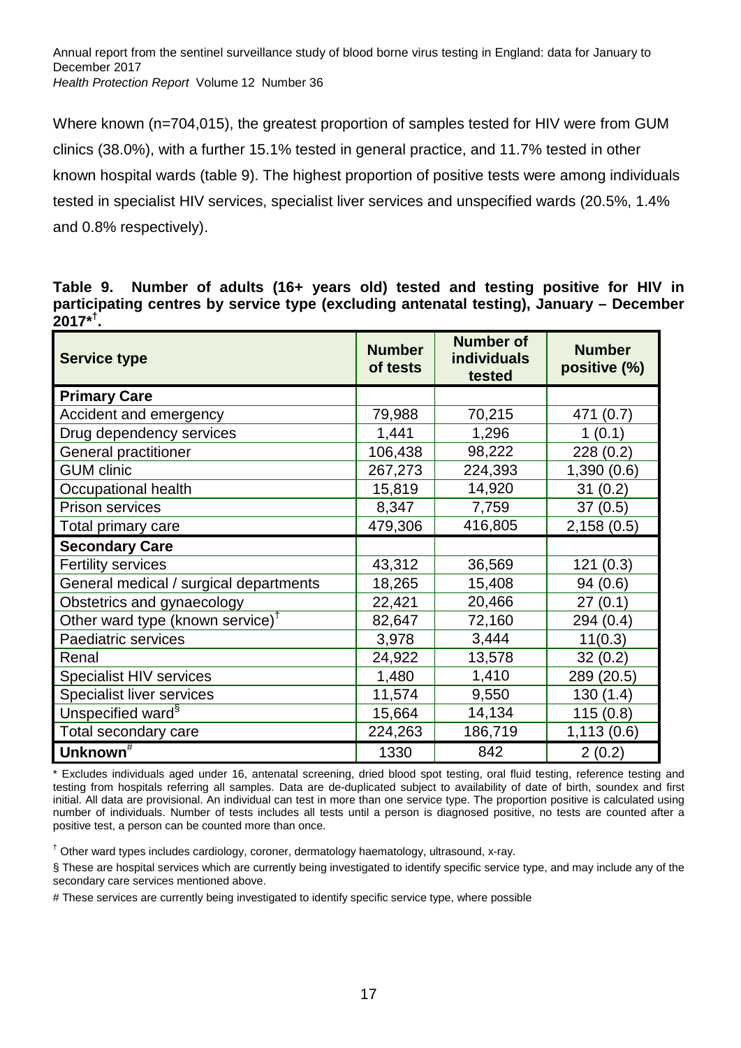Where known (n=704,015), the greatest proportion of samples tested for HIV were from GUM clinics (38.0%), with a further 15.1% tested in general practice, and 11.7% tested in other known hospital wards (table 9). The highest proportion of positive tests were among individuals tested in specialist HIV services, specialist liver services and unspecified wards (20.5%, 1.4% and 0.8% respectively).

**Table 9. Number of adults (16+ years old) tested and testing positive for HIV in participating centres by service type (excluding antenatal testing), January – December 2017*†.**

| Service type | Number of tests | Number of individuals tested | Number positive (%) |
|---|---|---|---|
| **Primary Care** | | | |
| Accident and emergency | 79,988 | 70,215 | 471 (0.7) |
| Drug dependency services | 1,441 | 1,296 | 1 (0.1) |
| General practitioner | 106,438 | 98,222 | 228 (0.2) |
| GUM clinic | 267,273 | 224,393 | 1,390 (0.6) |
| Occupational health | 15,819 | 14,920 | 31 (0.2) |
| Prison services | 8,347 | 7,759 | 37 (0.5) |
| Total primary care | 479,306 | 416,805 | 2,158 (0.5) |
| **Secondary Care** | | | |
| Fertility services | 43,312 | 36,569 | 121 (0.3) |
| General medical / surgical departments | 18,265 | 15,408 | 94 (0.6) |
| Obstetrics and gynaecology | 22,421 | 20,466 | 27 (0.1) |
| Other ward type (known service)† | 82,647 | 72,160 | 294 (0.4) |
| Paediatric services | 3,978 | 3,444 | 11(0.3) |
| Renal | 24,922 | 13,578 | 32 (0.2) |
| Specialist HIV services | 1,480 | 1,410 | 289 (20.5) |
| Specialist liver services | 11,574 | 9,550 | 130 (1.4) |
| Unspecified ward§ | 15,664 | 14,134 | 115 (0.8) |
| Total secondary care | 224,263 | 186,719 | 1,113 (0.6) |
| **Unknown#** | 1330 | 842 | 2 (0.2) |

* Excludes individuals aged under 16, antenatal screening, dried blood spot testing, oral fluid testing, reference testing and testing from hospitals referring all samples. Data are de-duplicated subject to availability of date of birth, soundex and first initial. All data are provisional. An individual can test in more than one service type. The proportion positive is calculated using number of individuals. Number of tests includes all tests until a person is diagnosed positive, no tests are counted after a positive test, a person can be counted more than once.

† Other ward types includes cardiology, coroner, dermatology haematology, ultrasound, x-ray.

§ These are hospital services which are currently being investigated to identify specific service type, and may include any of the secondary care services mentioned above.

# These services are currently being investigated to identify specific service type, where possible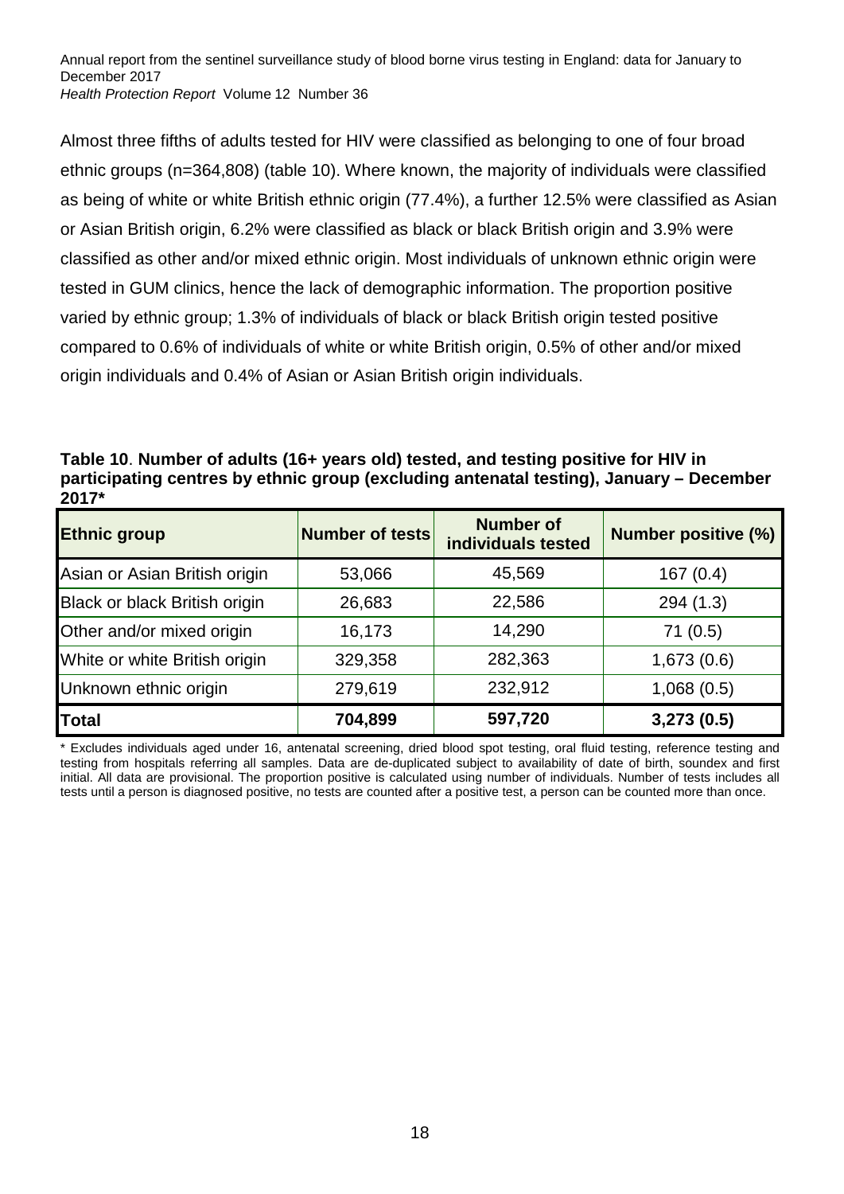Almost three fifths of adults tested for HIV were classified as belonging to one of four broad ethnic groups (n=364,808) (table 10). Where known, the majority of individuals were classified as being of white or white British ethnic origin (77.4%), a further 12.5% were classified as Asian or Asian British origin, 6.2% were classified as black or black British origin and 3.9% were classified as other and/or mixed ethnic origin. Most individuals of unknown ethnic origin were tested in GUM clinics, hence the lack of demographic information. The proportion positive varied by ethnic group; 1.3% of individuals of black or black British origin tested positive compared to 0.6% of individuals of white or white British origin, 0.5% of other and/or mixed origin individuals and 0.4% of Asian or Asian British origin individuals.

**Table 10**. **Number of adults (16+ years old) tested, and testing positive for HIV in participating centres by ethnic group (excluding antenatal testing), January – December 2017***

| Ethnic group | Number of tests | Number of individuals tested | Number positive (%) |
|---|---|---|---|
| Asian or Asian British origin | 53,066 | 45,569 | 167 (0.4) |
| Black or black British origin | 26,683 | 22,586 | 294 (1.3) |
| Other and/or mixed origin | 16,173 | 14,290 | 71 (0.5) |
| White or white British origin | 329,358 | 282,363 | 1,673 (0.6) |
| Unknown ethnic origin | 279,619 | 232,912 | 1,068 (0.5) |
| **Total** | **704,899** | **597,720** | **3,273 (0.5)** |

\* Excludes individuals aged under 16, antenatal screening, dried blood spot testing, oral fluid testing, reference testing and testing from hospitals referring all samples. Data are de-duplicated subject to availability of date of birth, soundex and first initial. All data are provisional. The proportion positive is calculated using number of individuals. Number of tests includes all tests until a person is diagnosed positive, no tests are counted after a positive test, a person can be counted more than once.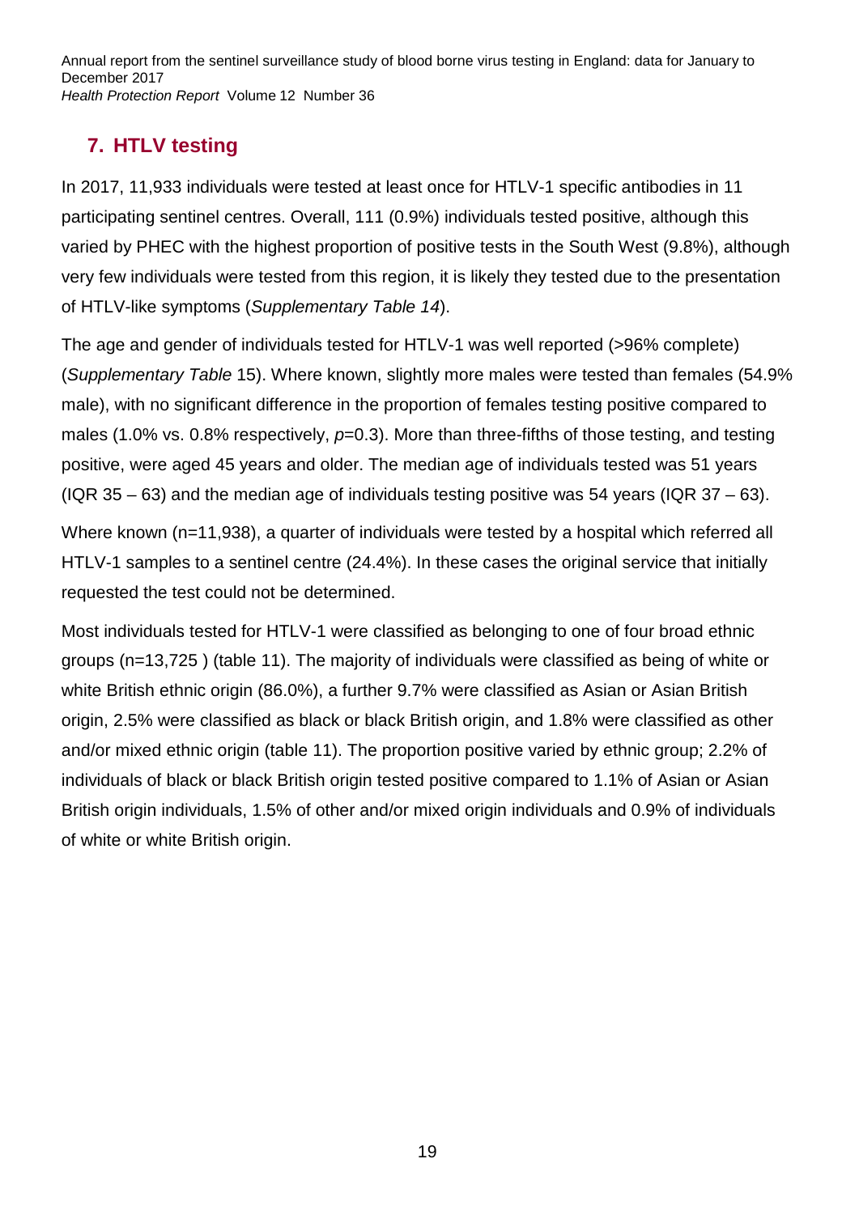## 7. HTLV testing

In 2017, 11,933 individuals were tested at least once for HTLV-1 specific antibodies in 11 participating sentinel centres. Overall, 111 (0.9%) individuals tested positive, although this varied by PHEC with the highest proportion of positive tests in the South West (9.8%), although very few individuals were tested from this region, it is likely they tested due to the presentation of HTLV-like symptoms (*Supplementary Table 14*).

The age and gender of individuals tested for HTLV-1 was well reported (>96% complete) (*Supplementary Table* 15). Where known, slightly more males were tested than females (54.9% male), with no significant difference in the proportion of females testing positive compared to males (1.0% vs. 0.8% respectively, $p$=0.3). More than three-fifths of those testing, and testing positive, were aged 45 years and older. The median age of individuals tested was 51 years (IQR 35 – 63) and the median age of individuals testing positive was 54 years (IQR 37 – 63).

Where known (n=11,938), a quarter of individuals were tested by a hospital which referred all HTLV-1 samples to a sentinel centre (24.4%). In these cases the original service that initially requested the test could not be determined.

Most individuals tested for HTLV-1 were classified as belonging to one of four broad ethnic groups (n=13,725 ) (table 11). The majority of individuals were classified as being of white or white British ethnic origin (86.0%), a further 9.7% were classified as Asian or Asian British origin, 2.5% were classified as black or black British origin, and 1.8% were classified as other and/or mixed ethnic origin (table 11). The proportion positive varied by ethnic group; 2.2% of individuals of black or black British origin tested positive compared to 1.1% of Asian or Asian British origin individuals, 1.5% of other and/or mixed origin individuals and 0.9% of individuals of white or white British origin.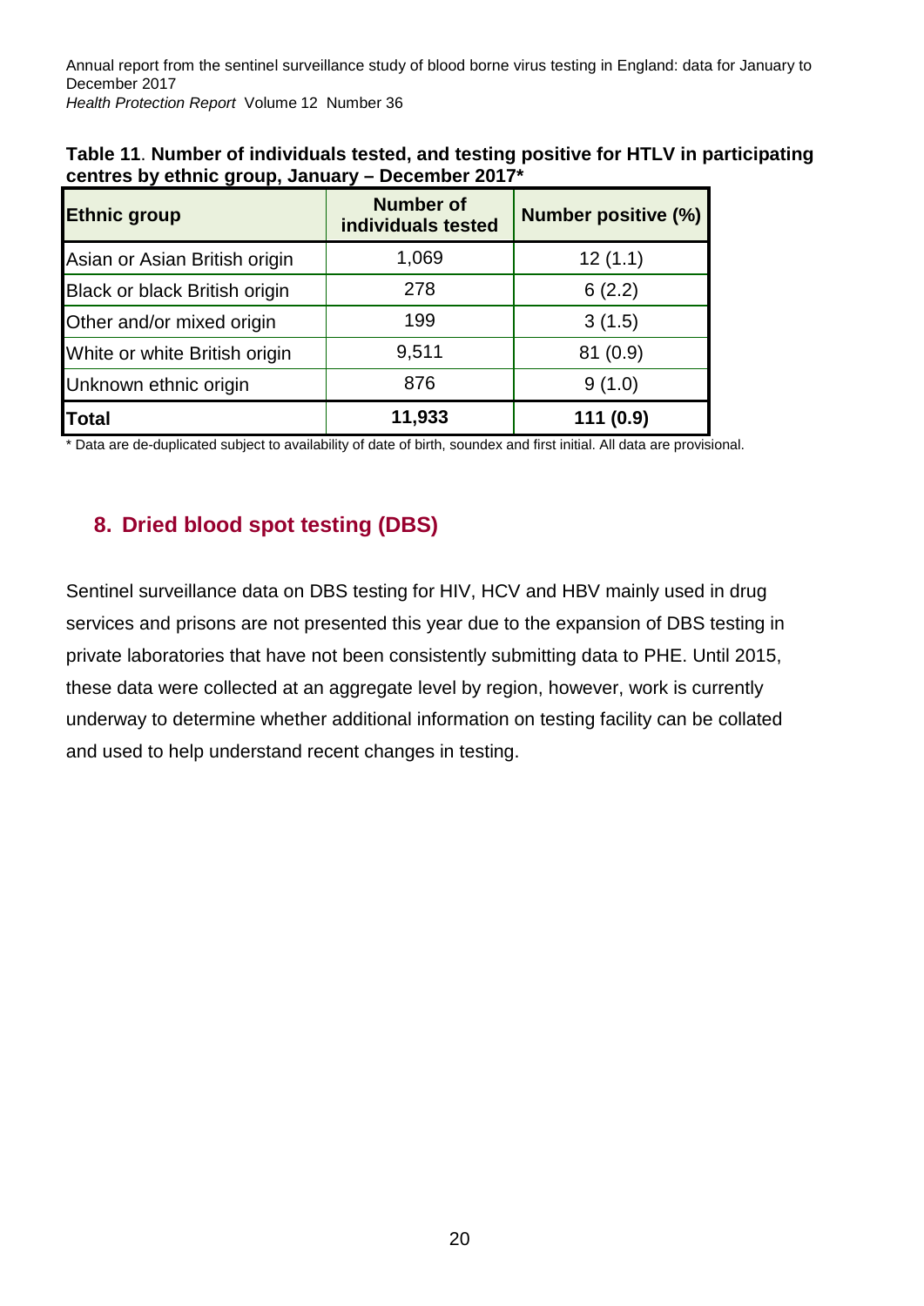**Table 11**. **Number of individuals tested, and testing positive for HTLV in participating centres by ethnic group, January – December 2017***

| Ethnic group | Number of individuals tested | Number positive (%) |
|---|---|---|
| Asian or Asian British origin | 1,069 | 12 (1.1) |
| Black or black British origin | 278 | 6 (2.2) |
| Other and/or mixed origin | 199 | 3 (1.5) |
| White or white British origin | 9,511 | 81 (0.9) |
| Unknown ethnic origin | 876 | 9 (1.0) |
| **Total** | **11,933** | **111 (0.9)** |

* Data are de-duplicated subject to availability of date of birth, soundex and first initial. All data are provisional.

## 8. Dried blood spot testing (DBS)

Sentinel surveillance data on DBS testing for HIV, HCV and HBV mainly used in drug services and prisons are not presented this year due to the expansion of DBS testing in private laboratories that have not been consistently submitting data to PHE. Until 2015, these data were collected at an aggregate level by region, however, work is currently underway to determine whether additional information on testing facility can be collated and used to help understand recent changes in testing.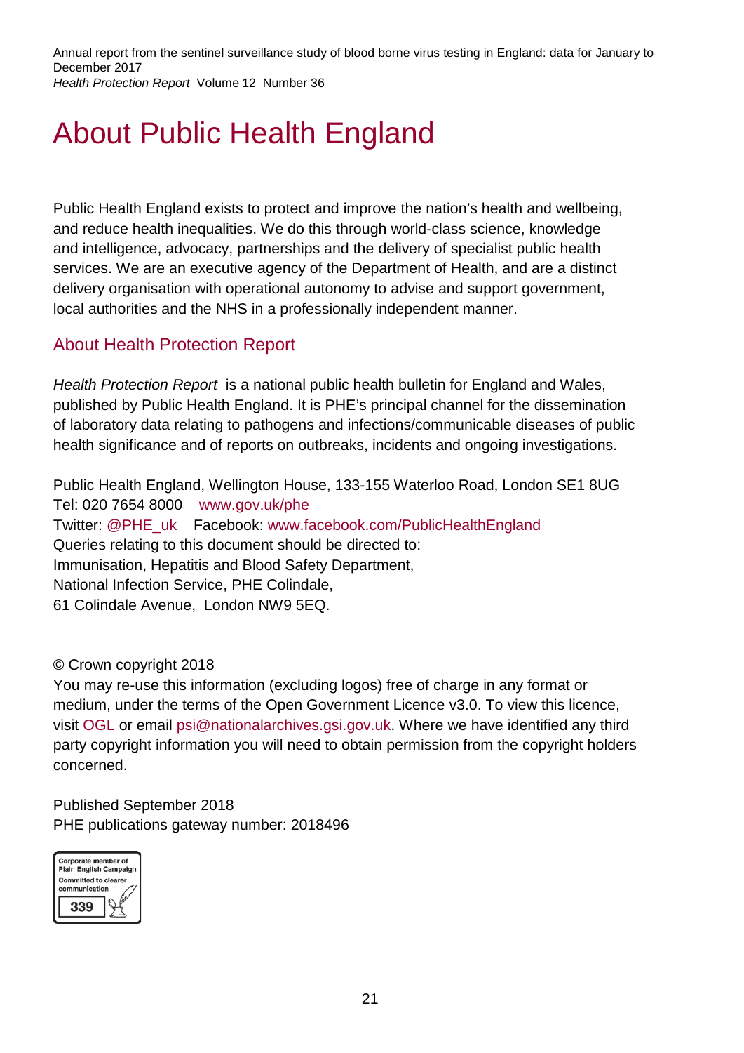# About Public Health England

Public Health England exists to protect and improve the nation's health and wellbeing, and reduce health inequalities. We do this through world-class science, knowledge and intelligence, advocacy, partnerships and the delivery of specialist public health services. We are an executive agency of the Department of Health, and are a distinct delivery organisation with operational autonomy to advise and support government, local authorities and the NHS in a professionally independent manner.

## About Health Protection Report

*Health Protection Report* is a national public health bulletin for England and Wales, published by Public Health England. It is PHE's principal channel for the dissemination of laboratory data relating to pathogens and infections/communicable diseases of public health significance and of reports on outbreaks, incidents and ongoing investigations.

Public Health England, Wellington House, 133-155 Waterloo Road, London SE1 8UG
Tel: 020 7654 8000 www.gov.uk/phe
Twitter: @PHE_uk Facebook: www.facebook.com/PublicHealthEngland
Queries relating to this document should be directed to:
Immunisation, Hepatitis and Blood Safety Department,
National Infection Service, PHE Colindale,
61 Colindale Avenue, London NW9 5EQ.

© Crown copyright 2018
You may re-use this information (excluding logos) free of charge in any format or medium, under the terms of the Open Government Licence v3.0. To view this licence, visit OGL or email psi@nationalarchives.gsi.gov.uk. Where we have identified any third party copyright information you will need to obtain permission from the copyright holders concerned.

Published September 2018
PHE publications gateway number: 2018496

Corporate member of Plain English Campaign
Committed to clearer communication
339